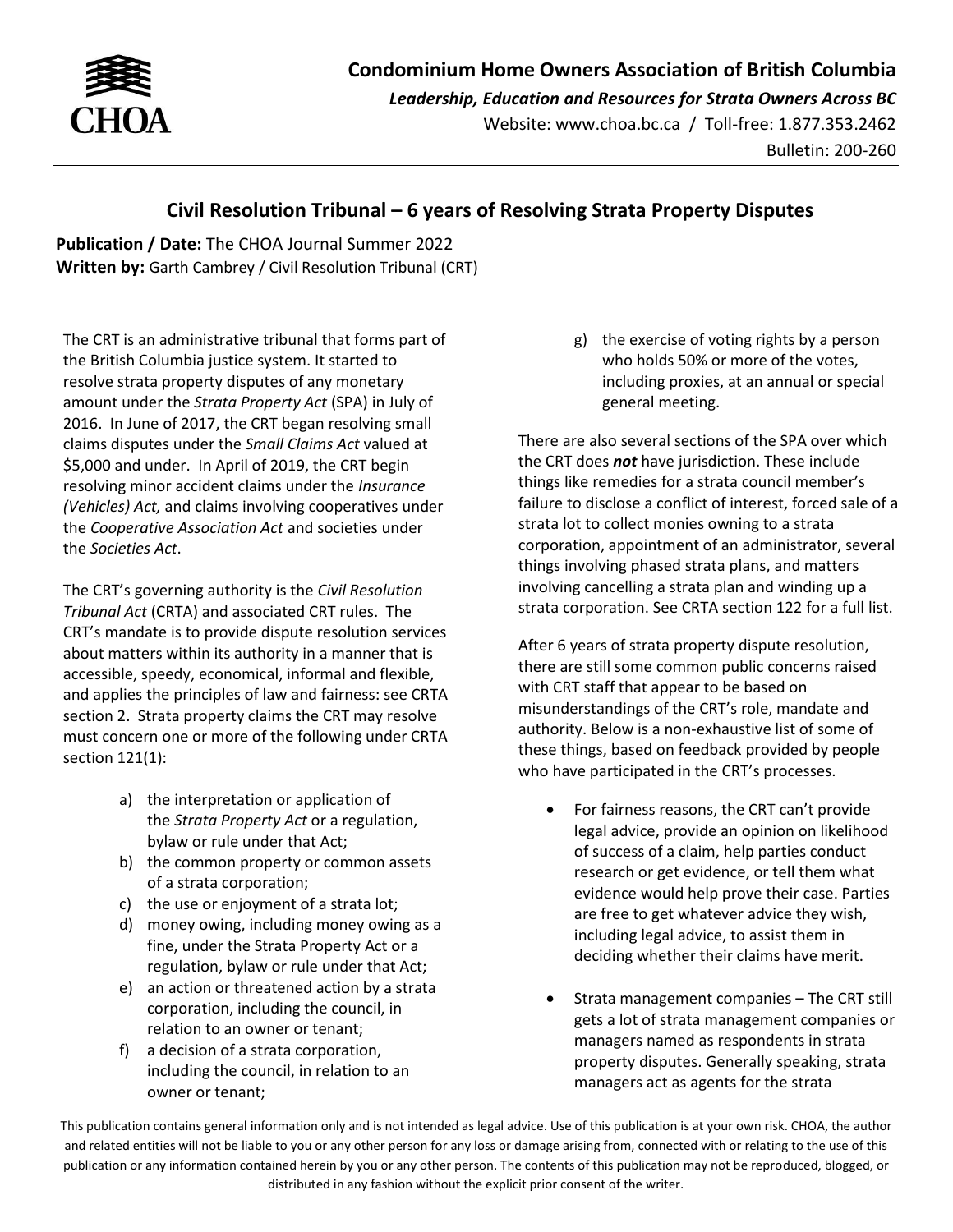**Condominium Home Owners Association of British Columbia**

***Leadership, Education and Resources for Strata Owners Across BC***

Website: www.choa.bc.ca / Toll-free: 1.877.353.2462

Bulletin: 200-260

# Civil Resolution Tribunal – 6 years of Resolving Strata Property Disputes

**Publication / Date:** The CHOA Journal Summer 2022
**Written by:** Garth Cambrey / Civil Resolution Tribunal (CRT)

The CRT is an administrative tribunal that forms part of the British Columbia justice system. It started to resolve strata property disputes of any monetary amount under the *Strata Property Act* (SPA) in July of 2016. In June of 2017, the CRT began resolving small claims disputes under the *Small Claims Act* valued at $5,000 and under. In April of 2019, the CRT begin resolving minor accident claims under the *Insurance (Vehicles) Act,* and claims involving cooperatives under the *Cooperative Association Act* and societies under the *Societies Act*.

The CRT's governing authority is the *Civil Resolution Tribunal Act* (CRTA) and associated CRT rules. The CRT's mandate is to provide dispute resolution services about matters within its authority in a manner that is accessible, speedy, economical, informal and flexible, and applies the principles of law and fairness: see CRTA section 2. Strata property claims the CRT may resolve must concern one or more of the following under CRTA section 121(1):

a) the interpretation or application of the *Strata Property Act* or a regulation, bylaw or rule under that Act;
b) the common property or common assets of a strata corporation;
c) the use or enjoyment of a strata lot;
d) money owing, including money owing as a fine, under the Strata Property Act or a regulation, bylaw or rule under that Act;
e) an action or threatened action by a strata corporation, including the council, in relation to an owner or tenant;
f) a decision of a strata corporation, including the council, in relation to an owner or tenant;
g) the exercise of voting rights by a person who holds 50% or more of the votes, including proxies, at an annual or special general meeting.

There are also several sections of the SPA over which the CRT does ***not*** have jurisdiction. These include things like remedies for a strata council member's failure to disclose a conflict of interest, forced sale of a strata lot to collect monies owning to a strata corporation, appointment of an administrator, several things involving phased strata plans, and matters involving cancelling a strata plan and winding up a strata corporation. See CRTA section 122 for a full list.

After 6 years of strata property dispute resolution, there are still some common public concerns raised with CRT staff that appear to be based on misunderstandings of the CRT's role, mandate and authority. Below is a non-exhaustive list of some of these things, based on feedback provided by people who have participated in the CRT's processes.

- For fairness reasons, the CRT can't provide legal advice, provide an opinion on likelihood of success of a claim, help parties conduct research or get evidence, or tell them what evidence would help prove their case. Parties are free to get whatever advice they wish, including legal advice, to assist them in deciding whether their claims have merit.

- Strata management companies – The CRT still gets a lot of strata management companies or managers named as respondents in strata property disputes. Generally speaking, strata managers act as agents for the strata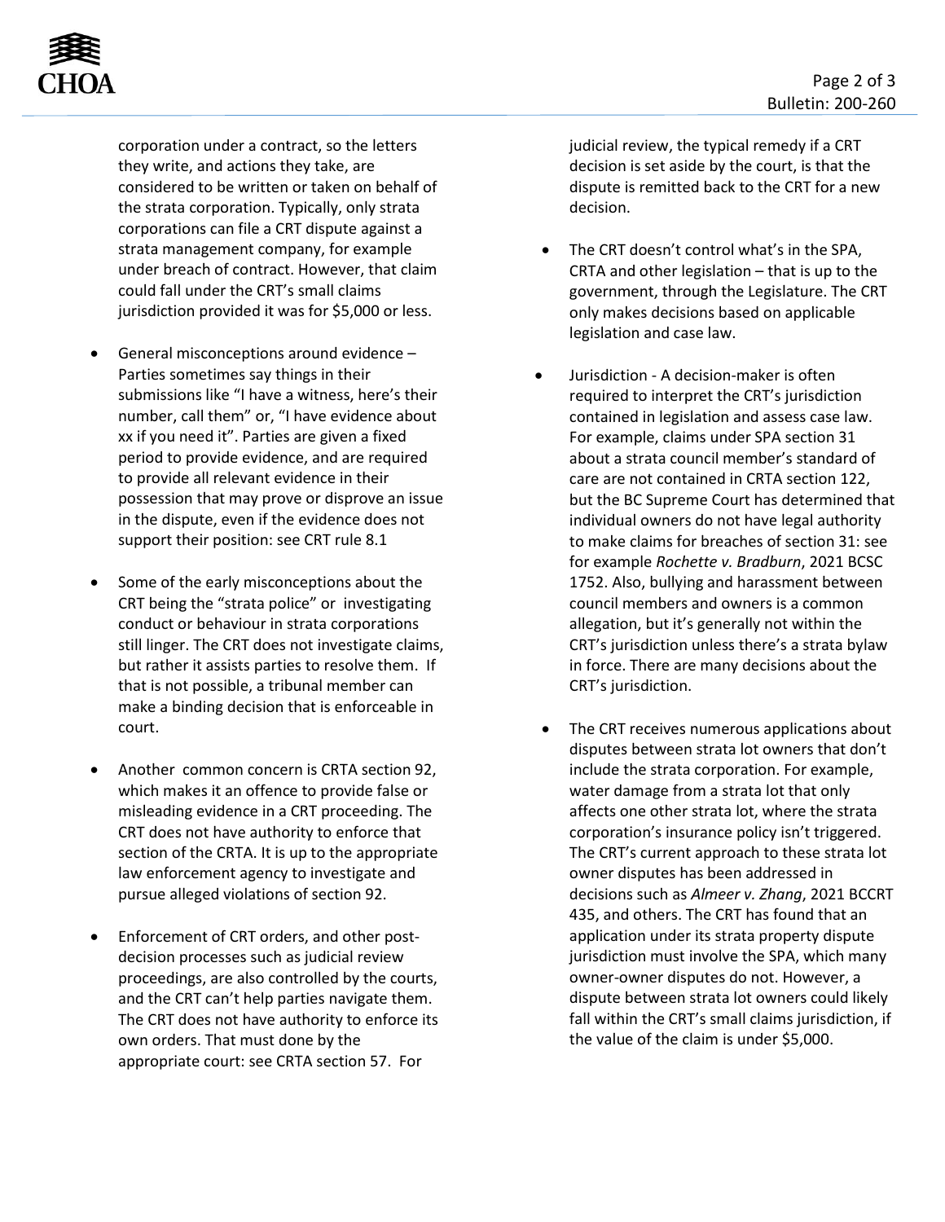corporation under a contract, so the letters they write, and actions they take, are considered to be written or taken on behalf of the strata corporation. Typically, only strata corporations can file a CRT dispute against a strata management company, for example under breach of contract. However, that claim could fall under the CRT's small claims jurisdiction provided it was for $5,000 or less.

- General misconceptions around evidence – Parties sometimes say things in their submissions like "I have a witness, here's their number, call them" or, "I have evidence about xx if you need it". Parties are given a fixed period to provide evidence, and are required to provide all relevant evidence in their possession that may prove or disprove an issue in the dispute, even if the evidence does not support their position: see CRT rule 8.1

- Some of the early misconceptions about the CRT being the "strata police" or investigating conduct or behaviour in strata corporations still linger. The CRT does not investigate claims, but rather it assists parties to resolve them. If that is not possible, a tribunal member can make a binding decision that is enforceable in court.

- Another common concern is CRTA section 92, which makes it an offence to provide false or misleading evidence in a CRT proceeding. The CRT does not have authority to enforce that section of the CRTA. It is up to the appropriate law enforcement agency to investigate and pursue alleged violations of section 92.

- Enforcement of CRT orders, and other post-decision processes such as judicial review proceedings, are also controlled by the courts, and the CRT can't help parties navigate them. The CRT does not have authority to enforce its own orders. That must done by the appropriate court: see CRTA section 57. For judicial review, the typical remedy if a CRT decision is set aside by the court, is that the dispute is remitted back to the CRT for a new decision.

- The CRT doesn't control what's in the SPA, CRTA and other legislation – that is up to the government, through the Legislature. The CRT only makes decisions based on applicable legislation and case law.

- Jurisdiction - A decision-maker is often required to interpret the CRT's jurisdiction contained in legislation and assess case law. For example, claims under SPA section 31 about a strata council member's standard of care are not contained in CRTA section 122, but the BC Supreme Court has determined that individual owners do not have legal authority to make claims for breaches of section 31: see for example *Rochette v. Bradburn*, 2021 BCSC 1752. Also, bullying and harassment between council members and owners is a common allegation, but it's generally not within the CRT's jurisdiction unless there's a strata bylaw in force. There are many decisions about the CRT's jurisdiction.

- The CRT receives numerous applications about disputes between strata lot owners that don't include the strata corporation. For example, water damage from a strata lot that only affects one other strata lot, where the strata corporation's insurance policy isn't triggered. The CRT's current approach to these strata lot owner disputes has been addressed in decisions such as *Almeer v. Zhang*, 2021 BCCRT 435, and others. The CRT has found that an application under its strata property dispute jurisdiction must involve the SPA, which many owner-owner disputes do not. However, a dispute between strata lot owners could likely fall within the CRT's small claims jurisdiction, if the value of the claim is under $5,000.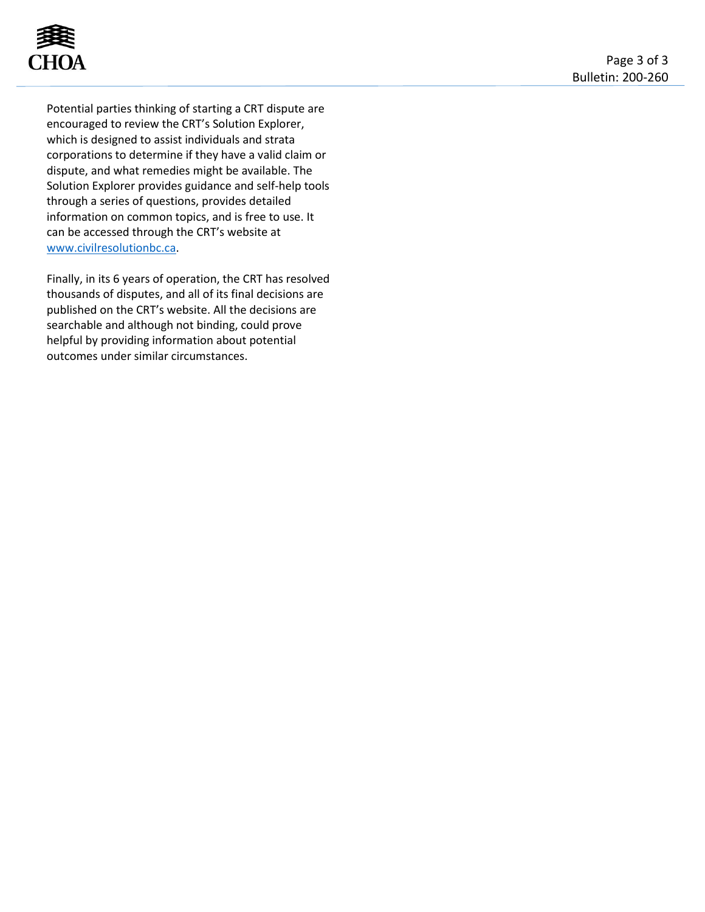Potential parties thinking of starting a CRT dispute are encouraged to review the CRT's Solution Explorer, which is designed to assist individuals and strata corporations to determine if they have a valid claim or dispute, and what remedies might be available. The Solution Explorer provides guidance and self-help tools through a series of questions, provides detailed information on common topics, and is free to use. It can be accessed through the CRT's website at [www.civilresolutionbc.ca](http://www.civilresolutionbc.ca).

Finally, in its 6 years of operation, the CRT has resolved thousands of disputes, and all of its final decisions are published on the CRT's website. All the decisions are searchable and although not binding, could prove helpful by providing information about potential outcomes under similar circumstances.